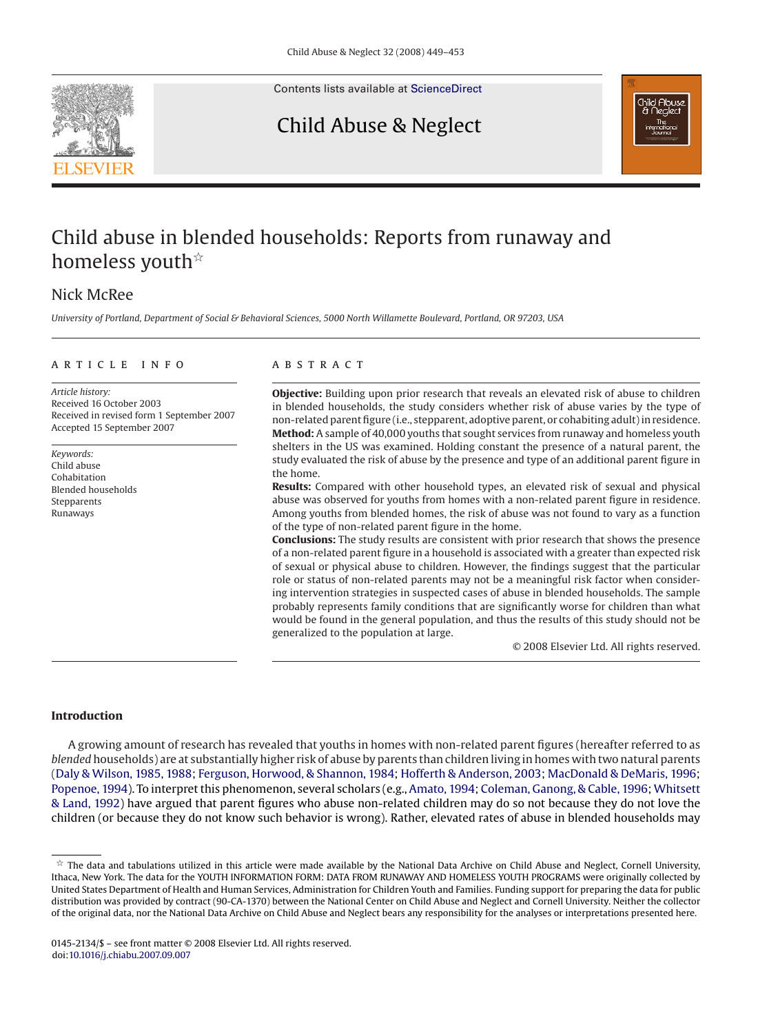# Child abuse in blended households: Reports from runaway and homeless youth ☆

Nick McRee

*University of Portland, Department of Social & Behavioral Sciences, 5000 North Willamette Boulevard, Portland, OR 97203, USA*

## ARTICLE INFO

*Article history:*
Received 16 October 2003
Received in revised form 1 September 2007
Accepted 15 September 2007

*Keywords:*
Child abuse
Cohabitation
Blended households
Stepparents
Runaways

## ABSTRACT

**Objective:** Building upon prior research that reveals an elevated risk of abuse to children in blended households, the study considers whether risk of abuse varies by the type of non-related parent figure (i.e., stepparent, adoptive parent, or cohabiting adult) in residence.

**Method:** A sample of 40,000 youths that sought services from runaway and homeless youth shelters in the US was examined. Holding constant the presence of a natural parent, the study evaluated the risk of abuse by the presence and type of an additional parent figure in the home.

**Results:** Compared with other household types, an elevated risk of sexual and physical abuse was observed for youths from homes with a non-related parent figure in residence. Among youths from blended homes, the risk of abuse was not found to vary as a function of the type of non-related parent figure in the home.

**Conclusions:** The study results are consistent with prior research that shows the presence of a non-related parent figure in a household is associated with a greater than expected risk of sexual or physical abuse to children. However, the findings suggest that the particular role or status of non-related parents may not be a meaningful risk factor when considering intervention strategies in suspected cases of abuse in blended households. The sample probably represents family conditions that are significantly worse for children than what would be found in the general population, and thus the results of this study should not be generalized to the population at large.

© 2008 Elsevier Ltd. All rights reserved.

## Introduction

A growing amount of research has revealed that youths in homes with non-related parent figures (hereafter referred to as *blended* households) are at substantially higher risk of abuse by parents than children living in homes with two natural parents (Daly & Wilson, 1985, 1988; Ferguson, Horwood, & Shannon, 1984; Hofferth & Anderson, 2003; MacDonald & DeMaris, 1996; Popenoe, 1994). To interpret this phenomenon, several scholars (e.g., Amato, 1994; Coleman, Ganong, & Cable, 1996; Whitsett & Land, 1992) have argued that parent figures who abuse non-related children may do so not because they do not love the children (or because they do not know such behavior is wrong). Rather, elevated rates of abuse in blended households may

☆ The data and tabulations utilized in this article were made available by the National Data Archive on Child Abuse and Neglect, Cornell University, Ithaca, New York. The data for the YOUTH INFORMATION FORM: DATA FROM RUNAWAY AND HOMELESS YOUTH PROGRAMS were originally collected by United States Department of Health and Human Services, Administration for Children Youth and Families. Funding support for preparing the data for public distribution was provided by contract (90-CA-1370) between the National Center on Child Abuse and Neglect and Cornell University. Neither the collector of the original data, nor the National Data Archive on Child Abuse and Neglect bears any responsibility for the analyses or interpretations presented here.

0145-2134/$ – see front matter © 2008 Elsevier Ltd. All rights reserved.
doi:10.1016/j.chiabu.2007.09.007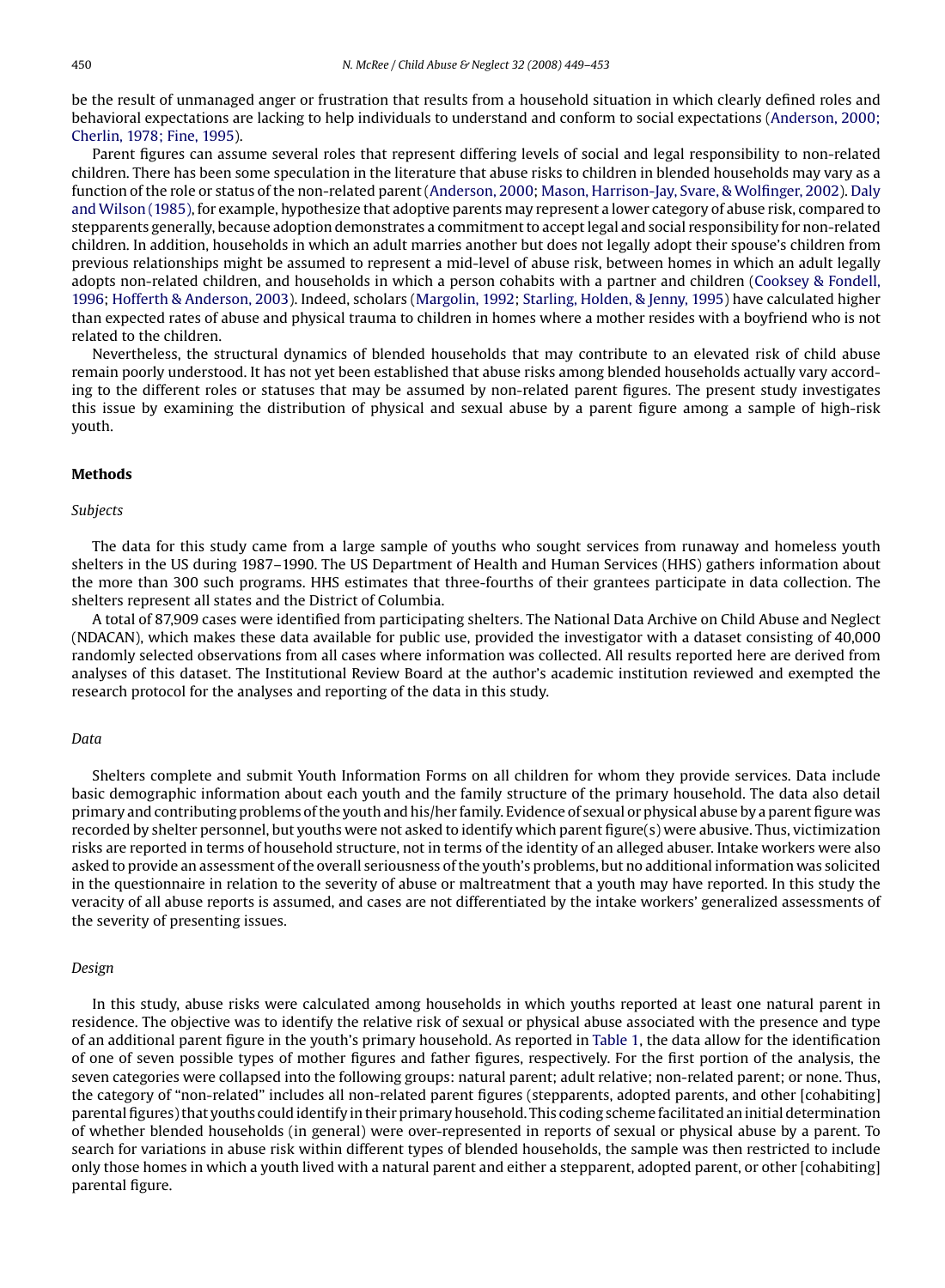be the result of unmanaged anger or frustration that results from a household situation in which clearly defined roles and behavioral expectations are lacking to help individuals to understand and conform to social expectations (Anderson, 2000; Cherlin, 1978; Fine, 1995).

Parent figures can assume several roles that represent differing levels of social and legal responsibility to non-related children. There has been some speculation in the literature that abuse risks to children in blended households may vary as a function of the role or status of the non-related parent (Anderson, 2000; Mason, Harrison-Jay, Svare, & Wolfinger, 2002). Daly and Wilson (1985), for example, hypothesize that adoptive parents may represent a lower category of abuse risk, compared to stepparents generally, because adoption demonstrates a commitment to accept legal and social responsibility for non-related children. In addition, households in which an adult marries another but does not legally adopt their spouse's children from previous relationships might be assumed to represent a mid-level of abuse risk, between homes in which an adult legally adopts non-related children, and households in which a person cohabits with a partner and children (Cooksey & Fondell, 1996; Hofferth & Anderson, 2003). Indeed, scholars (Margolin, 1992; Starling, Holden, & Jenny, 1995) have calculated higher than expected rates of abuse and physical trauma to children in homes where a mother resides with a boyfriend who is not related to the children.

Nevertheless, the structural dynamics of blended households that may contribute to an elevated risk of child abuse remain poorly understood. It has not yet been established that abuse risks among blended households actually vary according to the different roles or statuses that may be assumed by non-related parent figures. The present study investigates this issue by examining the distribution of physical and sexual abuse by a parent figure among a sample of high-risk youth.

## Methods

### *Subjects*

The data for this study came from a large sample of youths who sought services from runaway and homeless youth shelters in the US during 1987–1990. The US Department of Health and Human Services (HHS) gathers information about the more than 300 such programs. HHS estimates that three-fourths of their grantees participate in data collection. The shelters represent all states and the District of Columbia.

A total of 87,909 cases were identified from participating shelters. The National Data Archive on Child Abuse and Neglect (NDACAN), which makes these data available for public use, provided the investigator with a dataset consisting of 40,000 randomly selected observations from all cases where information was collected. All results reported here are derived from analyses of this dataset. The Institutional Review Board at the author's academic institution reviewed and exempted the research protocol for the analyses and reporting of the data in this study.

### *Data*

Shelters complete and submit Youth Information Forms on all children for whom they provide services. Data include basic demographic information about each youth and the family structure of the primary household. The data also detail primary and contributing problems of the youth and his/her family. Evidence of sexual or physical abuse by a parent figure was recorded by shelter personnel, but youths were not asked to identify which parent figure(s) were abusive. Thus, victimization risks are reported in terms of household structure, not in terms of the identity of an alleged abuser. Intake workers were also asked to provide an assessment of the overall seriousness of the youth's problems, but no additional information was solicited in the questionnaire in relation to the severity of abuse or maltreatment that a youth may have reported. In this study the veracity of all abuse reports is assumed, and cases are not differentiated by the intake workers' generalized assessments of the severity of presenting issues.

### *Design*

In this study, abuse risks were calculated among households in which youths reported at least one natural parent in residence. The objective was to identify the relative risk of sexual or physical abuse associated with the presence and type of an additional parent figure in the youth's primary household. As reported in Table 1, the data allow for the identification of one of seven possible types of mother figures and father figures, respectively. For the first portion of the analysis, the seven categories were collapsed into the following groups: natural parent; adult relative; non-related parent; or none. Thus, the category of "non-related" includes all non-related parent figures (stepparents, adopted parents, and other [cohabiting] parental figures) that youths could identify in their primary household. This coding scheme facilitated an initial determination of whether blended households (in general) were over-represented in reports of sexual or physical abuse by a parent. To search for variations in abuse risk within different types of blended households, the sample was then restricted to include only those homes in which a youth lived with a natural parent and either a stepparent, adopted parent, or other [cohabiting] parental figure.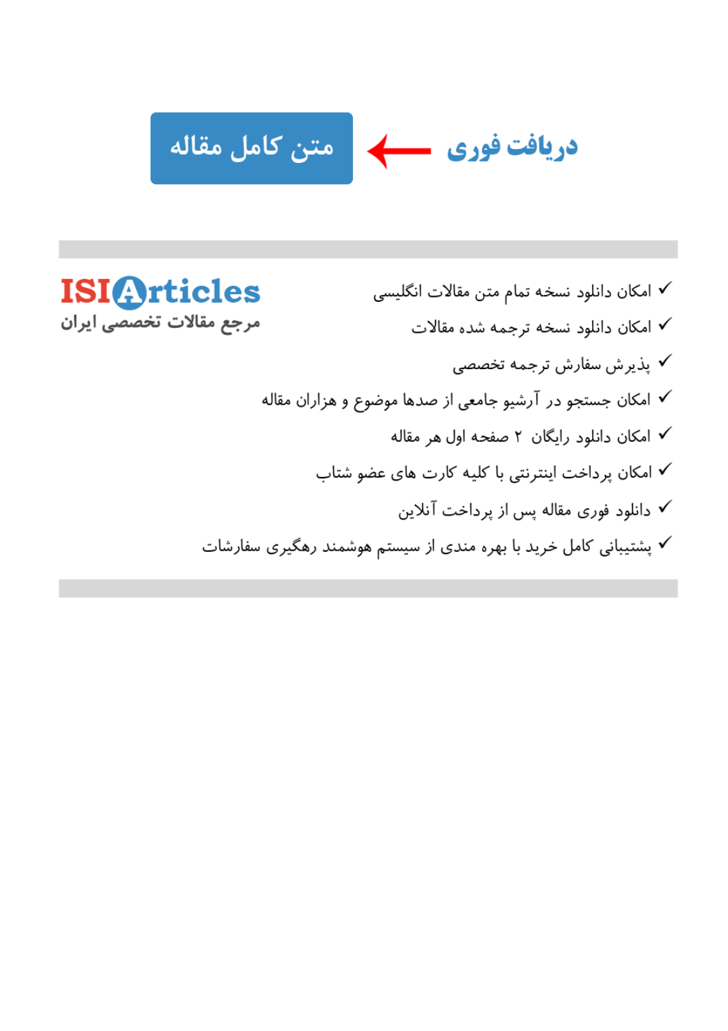دریافت فوری ← متن کامل مقاله

ISIArticles
مرجع مقالات تخصصی ایران

- ✓ امکان دانلود نسخه تمام متن مقالات انگلیسی
- ✓ امکان دانلود نسخه ترجمه شده مقالات
- ✓ پذیرش سفارش ترجمه تخصصی
- ✓ امکان جستجو در آرشیو جامعی از صدها موضوع و هزاران مقاله
- ✓ امکان دانلود رایگان ۲ صفحه اول هر مقاله
- ✓ امکان پرداخت اینترنتی با کلیه کارت های عضو شتاب
- ✓ دانلود فوری مقاله پس از پرداخت آنلاین
- ✓ پشتیبانی کامل خرید با بهره مندی از سیستم هوشمند رهگیری سفارشات